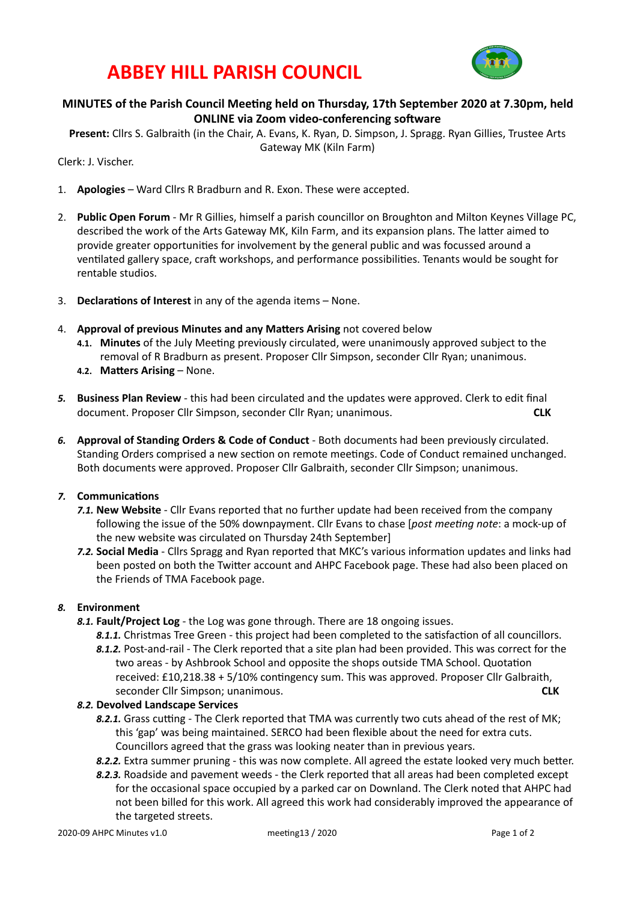# ABBEY HILL PARISH COUNCIL

**MINUTES of the Parish Council Meeting held on Thursday, 17th September 2020 at 7.30pm, held ONLINE via Zoom video-conferencing software**

**Present:** Cllrs S. Galbraith (in the Chair, A. Evans, K. Ryan, D. Simpson, J. Spragg. Ryan Gillies, Trustee Arts Gateway MK (Kiln Farm)

Clerk: J. Vischer.

1. **Apologies** – Ward Cllrs R Bradburn and R. Exon. These were accepted.

2. **Public Open Forum** - Mr R Gillies, himself a parish councillor on Broughton and Milton Keynes Village PC, described the work of the Arts Gateway MK, Kiln Farm, and its expansion plans. The latter aimed to provide greater opportunities for involvement by the general public and was focussed around a ventilated gallery space, craft workshops, and performance possibilities. Tenants would be sought for rentable studios.

3. **Declarations of Interest** in any of the agenda items – None.

4. **Approval of previous Minutes and any Matters Arising** not covered below
   - **4.1. Minutes** of the July Meeting previously circulated, were unanimously approved subject to the removal of R Bradburn as present. Proposer Cllr Simpson, seconder Cllr Ryan; unanimous.
   - **4.2. Matters Arising** – None.

5. **Business Plan Review** - this had been circulated and the updates were approved. Clerk to edit final document. Proposer Cllr Simpson, seconder Cllr Ryan; unanimous. **CLK**

6. **Approval of Standing Orders & Code of Conduct** - Both documents had been previously circulated. Standing Orders comprised a new section on remote meetings. Code of Conduct remained unchanged. Both documents were approved. Proposer Cllr Galbraith, seconder Cllr Simpson; unanimous.

7. **Communications**
   - ***7.1.*** **New Website** - Cllr Evans reported that no further update had been received from the company following the issue of the 50% downpayment. Cllr Evans to chase [*post meeting note*: a mock-up of the new website was circulated on Thursday 24th September]
   - ***7.2.*** **Social Media** - Cllrs Spragg and Ryan reported that MKC's various information updates and links had been posted on both the Twitter account and AHPC Facebook page. These had also been placed on the Friends of TMA Facebook page.

8. **Environment**
   - ***8.1.*** **Fault/Project Log** - the Log was gone through. There are 18 ongoing issues.
     - ***8.1.1.*** Christmas Tree Green - this project had been completed to the satisfaction of all councillors.
     - ***8.1.2.*** Post-and-rail - The Clerk reported that a site plan had been provided. This was correct for the two areas - by Ashbrook School and opposite the shops outside TMA School. Quotation received: £10,218.38 + 5/10% contingency sum. This was approved. Proposer Cllr Galbraith, seconder Cllr Simpson; unanimous. **CLK**
   - ***8.2.*** **Devolved Landscape Services**
     - ***8.2.1.*** Grass cutting - The Clerk reported that TMA was currently two cuts ahead of the rest of MK; this 'gap' was being maintained. SERCO had been flexible about the need for extra cuts. Councillors agreed that the grass was looking neater than in previous years.
     - ***8.2.2.*** Extra summer pruning - this was now complete. All agreed the estate looked very much better.
     - ***8.2.3.*** Roadside and pavement weeds - the Clerk reported that all areas had been completed except for the occasional space occupied by a parked car on Downland. The Clerk noted that AHPC had not been billed for this work. All agreed this work had considerably improved the appearance of the targeted streets.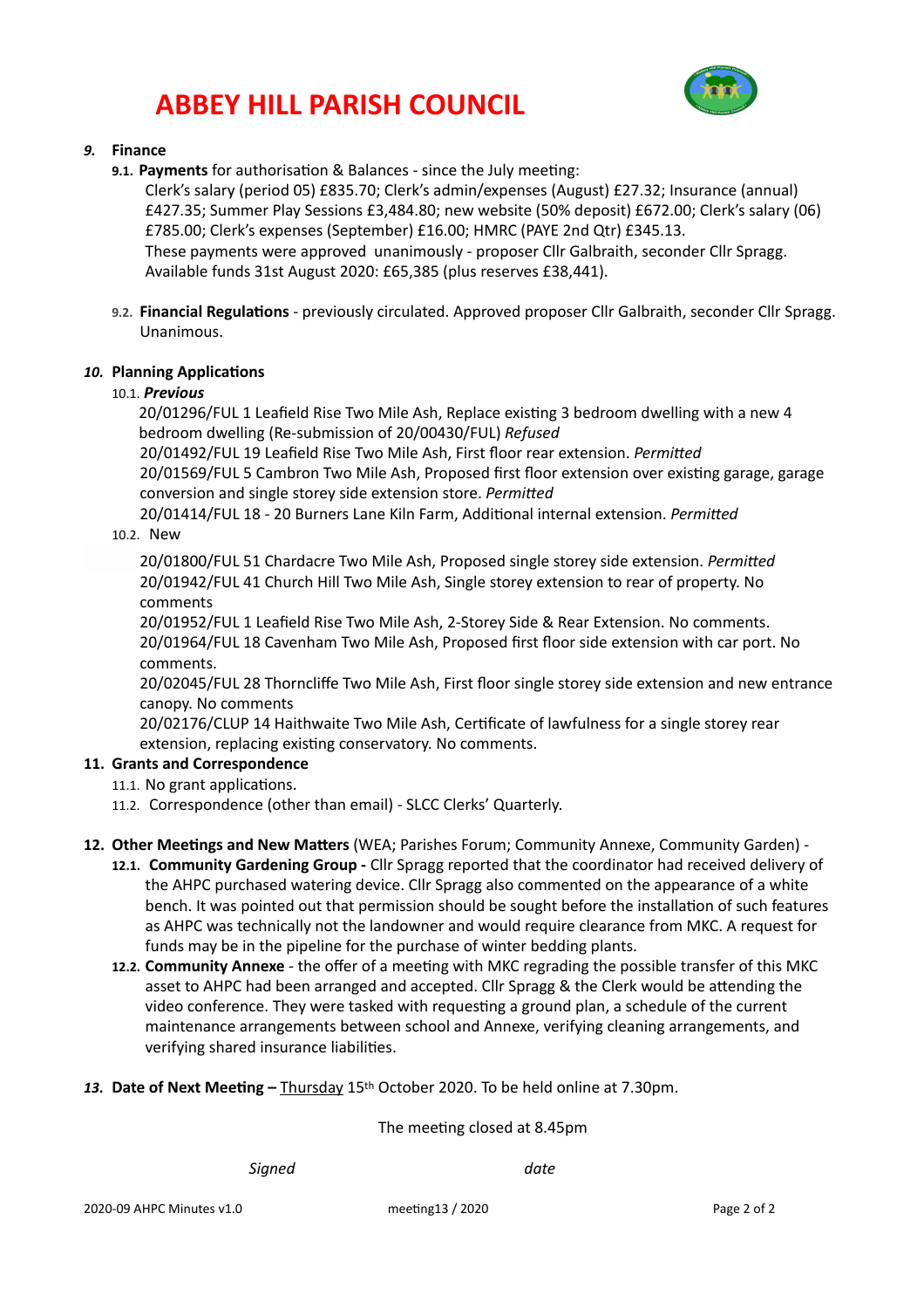# ABBEY HILL PARISH COUNCIL

### *9.* Finance

**9.1. Payments** for authorisation & Balances - since the July meeting:

Clerk's salary (period 05) £835.70; Clerk's admin/expenses (August) £27.32; Insurance (annual) £427.35; Summer Play Sessions £3,484.80; new website (50% deposit) £672.00; Clerk's salary (06) £785.00; Clerk's expenses (September) £16.00; HMRC (PAYE 2nd Qtr) £345.13.

These payments were approved unanimously - proposer Cllr Galbraith, seconder Cllr Spragg.

Available funds 31st August 2020: £65,385 (plus reserves £38,441).

**9.2. Financial Regulations** - previously circulated. Approved proposer Cllr Galbraith, seconder Cllr Spragg. Unanimous.

### *10.* Planning Applications

10.1. ***Previous***

20/01296/FUL 1 Leafield Rise Two Mile Ash, Replace existing 3 bedroom dwelling with a new 4 bedroom dwelling (Re-submission of 20/00430/FUL) *Refused*

20/01492/FUL 19 Leafield Rise Two Mile Ash, First floor rear extension. *Permitted*

20/01569/FUL 5 Cambron Two Mile Ash, Proposed first floor extension over existing garage, garage conversion and single storey side extension store. *Permitted*

20/01414/FUL 18 - 20 Burners Lane Kiln Farm, Additional internal extension. *Permitted*

10.2. New

20/01800/FUL 51 Chardacre Two Mile Ash, Proposed single storey side extension. *Permitted*

20/01942/FUL 41 Church Hill Two Mile Ash, Single storey extension to rear of property. No comments

20/01952/FUL 1 Leafield Rise Two Mile Ash, 2-Storey Side & Rear Extension. No comments.

20/01964/FUL 18 Cavenham Two Mile Ash, Proposed first floor side extension with car port. No comments.

20/02045/FUL 28 Thorncliffe Two Mile Ash, First floor single storey side extension and new entrance canopy. No comments

20/02176/CLUP 14 Haithwaite Two Mile Ash, Certificate of lawfulness for a single storey rear extension, replacing existing conservatory. No comments.

### 11. Grants and Correspondence

11.1. No grant applications.

11.2. Correspondence (other than email) - SLCC Clerks' Quarterly.

### 12. Other Meetings and New Matters (WEA; Parishes Forum; Community Annexe, Community Garden) -

**12.1. Community Gardening Group -** Cllr Spragg reported that the coordinator had received delivery of the AHPC purchased watering device. Cllr Spragg also commented on the appearance of a white bench. It was pointed out that permission should be sought before the installation of such features as AHPC was technically not the landowner and would require clearance from MKC. A request for funds may be in the pipeline for the purchase of winter bedding plants.

**12.2. Community Annexe** - the offer of a meeting with MKC regrading the possible transfer of this MKC asset to AHPC had been arranged and accepted. Cllr Spragg & the Clerk would be attending the video conference. They were tasked with requesting a ground plan, a schedule of the current maintenance arrangements between school and Annexe, verifying cleaning arrangements, and verifying shared insurance liabilities.

### *13.* Date of Next Meeting – Thursday 15th October 2020. To be held online at 7.30pm.

The meeting closed at 8.45pm

*Signed* *date*